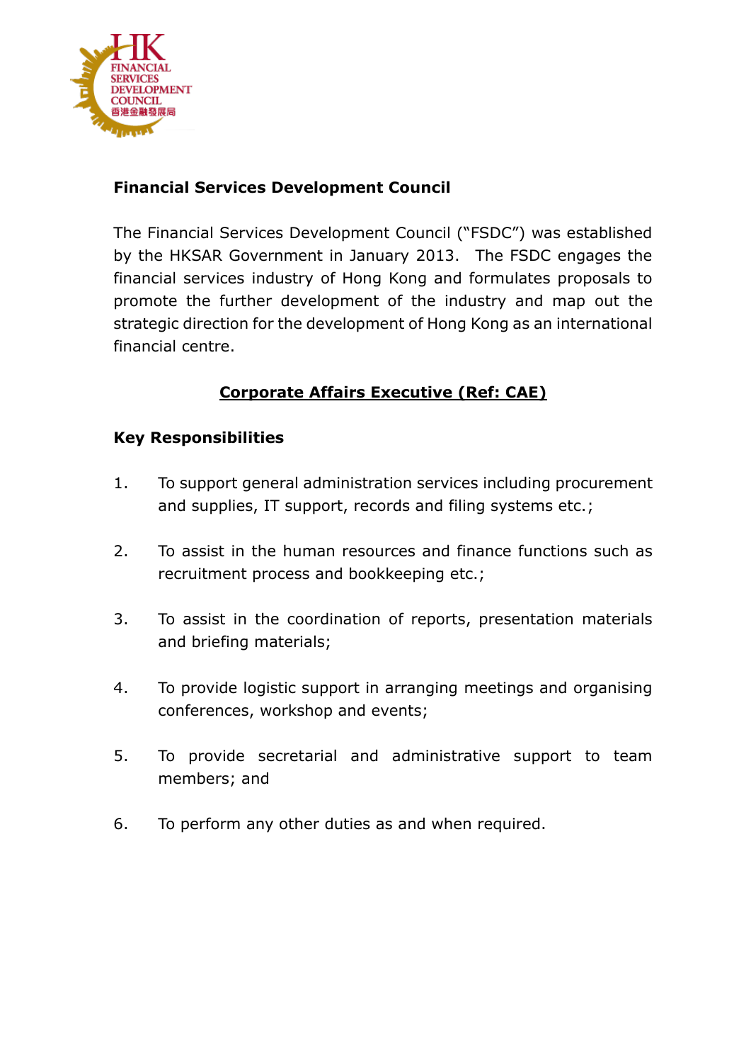## Financial Services Development Council

The Financial Services Development Council ("FSDC") was established by the HKSAR Government in January 2013. The FSDC engages the financial services industry of Hong Kong and formulates proposals to promote the further development of the industry and map out the strategic direction for the development of Hong Kong as an international financial centre.

# Corporate Affairs Executive (Ref: CAE)

### Key Responsibilities

1. To support general administration services including procurement and supplies, IT support, records and filing systems etc.;

2. To assist in the human resources and finance functions such as recruitment process and bookkeeping etc.;

3. To assist in the coordination of reports, presentation materials and briefing materials;

4. To provide logistic support in arranging meetings and organising conferences, workshop and events;

5. To provide secretarial and administrative support to team members; and

6. To perform any other duties as and when required.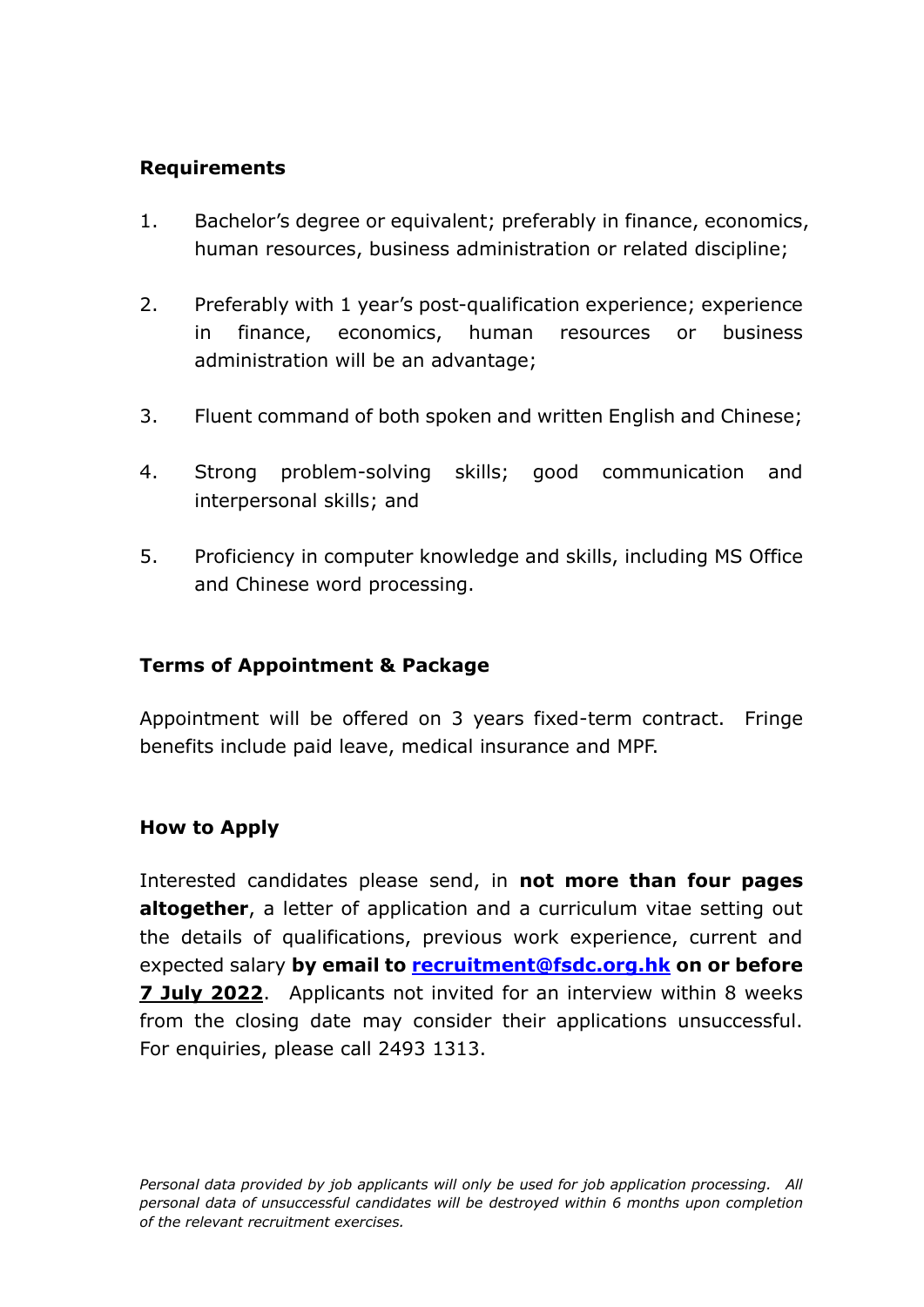**Requirements**

1. Bachelor's degree or equivalent; preferably in finance, economics, human resources, business administration or related discipline;

2. Preferably with 1 year's post-qualification experience; experience in finance, economics, human resources or business administration will be an advantage;

3. Fluent command of both spoken and written English and Chinese;

4. Strong problem-solving skills; good communication and interpersonal skills; and

5. Proficiency in computer knowledge and skills, including MS Office and Chinese word processing.

**Terms of Appointment & Package**

Appointment will be offered on 3 years fixed-term contract. Fringe benefits include paid leave, medical insurance and MPF.

**How to Apply**

Interested candidates please send, in **not more than four pages altogether**, a letter of application and a curriculum vitae setting out the details of qualifications, previous work experience, current and expected salary **by email to [recruitment@fsdc.org.hk](mailto:recruitment@fsdc.org.hk) on or before <u>7 July 2022</u>**. Applicants not invited for an interview within 8 weeks from the closing date may consider their applications unsuccessful. For enquiries, please call 2493 1313.

*Personal data provided by job applicants will only be used for job application processing. All personal data of unsuccessful candidates will be destroyed within 6 months upon completion of the relevant recruitment exercises.*